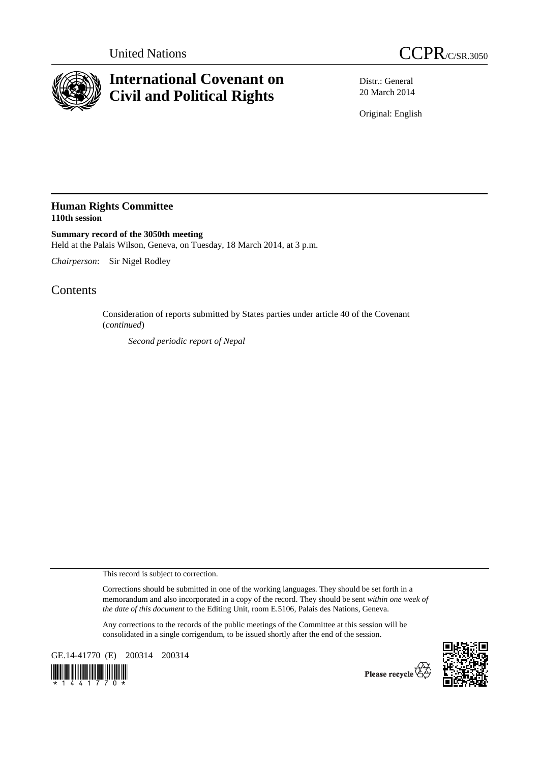United Nations CCPR/C/SR.3050

# International Covenant on Civil and Political Rights

Distr.: General
20 March 2014

Original: English

## Human Rights Committee
**110th session**

**Summary record of the 3050th meeting**
Held at the Palais Wilson, Geneva, on Tuesday, 18 March 2014, at 3 p.m.

*Chairperson*: Sir Nigel Rodley

# Contents

Consideration of reports submitted by States parties under article 40 of the Covenant (*continued*)

*Second periodic report of Nepal*

This record is subject to correction.

Corrections should be submitted in one of the working languages. They should be set forth in a memorandum and also incorporated in a copy of the record. They should be sent *within one week of the date of this document* to the Editing Unit, room E.5106, Palais des Nations, Geneva.

Any corrections to the records of the public meetings of the Committee at this session will be consolidated in a single corrigendum, to be issued shortly after the end of the session.

GE.14-41770 (E) 200314 200314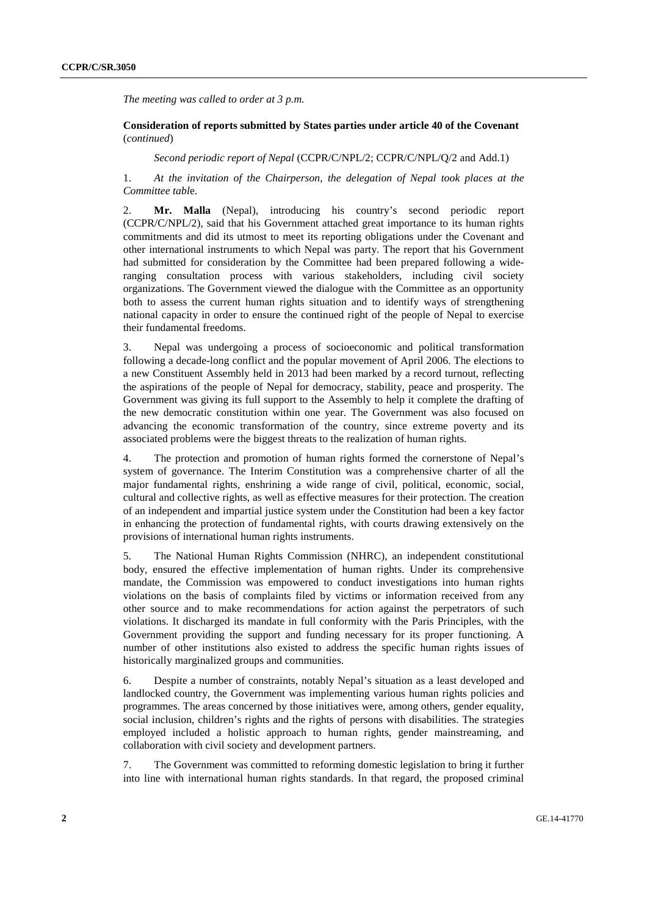*The meeting was called to order at 3 p.m.*

**Consideration of reports submitted by States parties under article 40 of the Covenant** (*continued*)

*Second periodic report of Nepal* (CCPR/C/NPL/2; CCPR/C/NPL/Q/2 and Add.1)

1. *At the invitation of the Chairperson, the delegation of Nepal took places at the Committee table.*

2. **Mr. Malla** (Nepal), introducing his country's second periodic report (CCPR/C/NPL/2), said that his Government attached great importance to its human rights commitments and did its utmost to meet its reporting obligations under the Covenant and other international instruments to which Nepal was party. The report that his Government had submitted for consideration by the Committee had been prepared following a wide-ranging consultation process with various stakeholders, including civil society organizations. The Government viewed the dialogue with the Committee as an opportunity both to assess the current human rights situation and to identify ways of strengthening national capacity in order to ensure the continued right of the people of Nepal to exercise their fundamental freedoms.

3. Nepal was undergoing a process of socioeconomic and political transformation following a decade-long conflict and the popular movement of April 2006. The elections to a new Constituent Assembly held in 2013 had been marked by a record turnout, reflecting the aspirations of the people of Nepal for democracy, stability, peace and prosperity. The Government was giving its full support to the Assembly to help it complete the drafting of the new democratic constitution within one year. The Government was also focused on advancing the economic transformation of the country, since extreme poverty and its associated problems were the biggest threats to the realization of human rights.

4. The protection and promotion of human rights formed the cornerstone of Nepal's system of governance. The Interim Constitution was a comprehensive charter of all the major fundamental rights, enshrining a wide range of civil, political, economic, social, cultural and collective rights, as well as effective measures for their protection. The creation of an independent and impartial justice system under the Constitution had been a key factor in enhancing the protection of fundamental rights, with courts drawing extensively on the provisions of international human rights instruments.

5. The National Human Rights Commission (NHRC), an independent constitutional body, ensured the effective implementation of human rights. Under its comprehensive mandate, the Commission was empowered to conduct investigations into human rights violations on the basis of complaints filed by victims or information received from any other source and to make recommendations for action against the perpetrators of such violations. It discharged its mandate in full conformity with the Paris Principles, with the Government providing the support and funding necessary for its proper functioning. A number of other institutions also existed to address the specific human rights issues of historically marginalized groups and communities.

6. Despite a number of constraints, notably Nepal's situation as a least developed and landlocked country, the Government was implementing various human rights policies and programmes. The areas concerned by those initiatives were, among others, gender equality, social inclusion, children's rights and the rights of persons with disabilities. The strategies employed included a holistic approach to human rights, gender mainstreaming, and collaboration with civil society and development partners.

7. The Government was committed to reforming domestic legislation to bring it further into line with international human rights standards. In that regard, the proposed criminal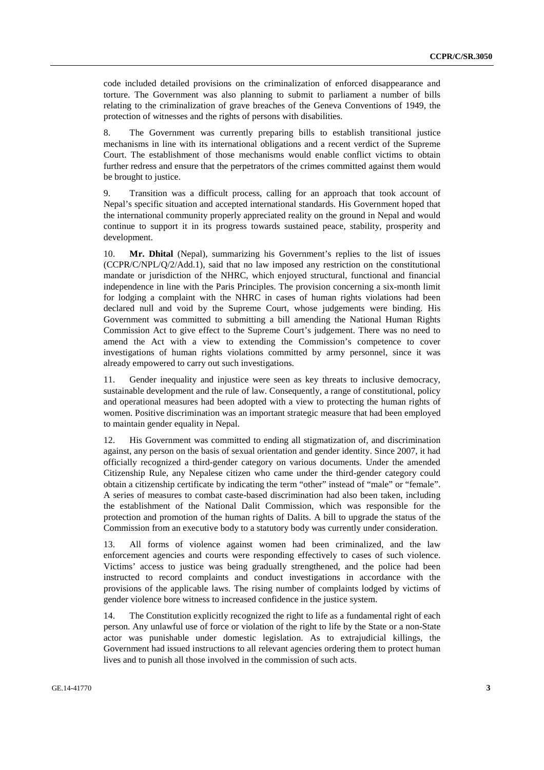code included detailed provisions on the criminalization of enforced disappearance and torture. The Government was also planning to submit to parliament a number of bills relating to the criminalization of grave breaches of the Geneva Conventions of 1949, the protection of witnesses and the rights of persons with disabilities.

8. The Government was currently preparing bills to establish transitional justice mechanisms in line with its international obligations and a recent verdict of the Supreme Court. The establishment of those mechanisms would enable conflict victims to obtain further redress and ensure that the perpetrators of the crimes committed against them would be brought to justice.

9. Transition was a difficult process, calling for an approach that took account of Nepal's specific situation and accepted international standards. His Government hoped that the international community properly appreciated reality on the ground in Nepal and would continue to support it in its progress towards sustained peace, stability, prosperity and development.

10. **Mr. Dhital** (Nepal), summarizing his Government's replies to the list of issues (CCPR/C/NPL/Q/2/Add.1), said that no law imposed any restriction on the constitutional mandate or jurisdiction of the NHRC, which enjoyed structural, functional and financial independence in line with the Paris Principles. The provision concerning a six-month limit for lodging a complaint with the NHRC in cases of human rights violations had been declared null and void by the Supreme Court, whose judgements were binding. His Government was committed to submitting a bill amending the National Human Rights Commission Act to give effect to the Supreme Court's judgement. There was no need to amend the Act with a view to extending the Commission's competence to cover investigations of human rights violations committed by army personnel, since it was already empowered to carry out such investigations.

11. Gender inequality and injustice were seen as key threats to inclusive democracy, sustainable development and the rule of law. Consequently, a range of constitutional, policy and operational measures had been adopted with a view to protecting the human rights of women. Positive discrimination was an important strategic measure that had been employed to maintain gender equality in Nepal.

12. His Government was committed to ending all stigmatization of, and discrimination against, any person on the basis of sexual orientation and gender identity. Since 2007, it had officially recognized a third-gender category on various documents. Under the amended Citizenship Rule, any Nepalese citizen who came under the third-gender category could obtain a citizenship certificate by indicating the term "other" instead of "male" or "female". A series of measures to combat caste-based discrimination had also been taken, including the establishment of the National Dalit Commission, which was responsible for the protection and promotion of the human rights of Dalits. A bill to upgrade the status of the Commission from an executive body to a statutory body was currently under consideration.

13. All forms of violence against women had been criminalized, and the law enforcement agencies and courts were responding effectively to cases of such violence. Victims' access to justice was being gradually strengthened, and the police had been instructed to record complaints and conduct investigations in accordance with the provisions of the applicable laws. The rising number of complaints lodged by victims of gender violence bore witness to increased confidence in the justice system.

14. The Constitution explicitly recognized the right to life as a fundamental right of each person. Any unlawful use of force or violation of the right to life by the State or a non-State actor was punishable under domestic legislation. As to extrajudicial killings, the Government had issued instructions to all relevant agencies ordering them to protect human lives and to punish all those involved in the commission of such acts.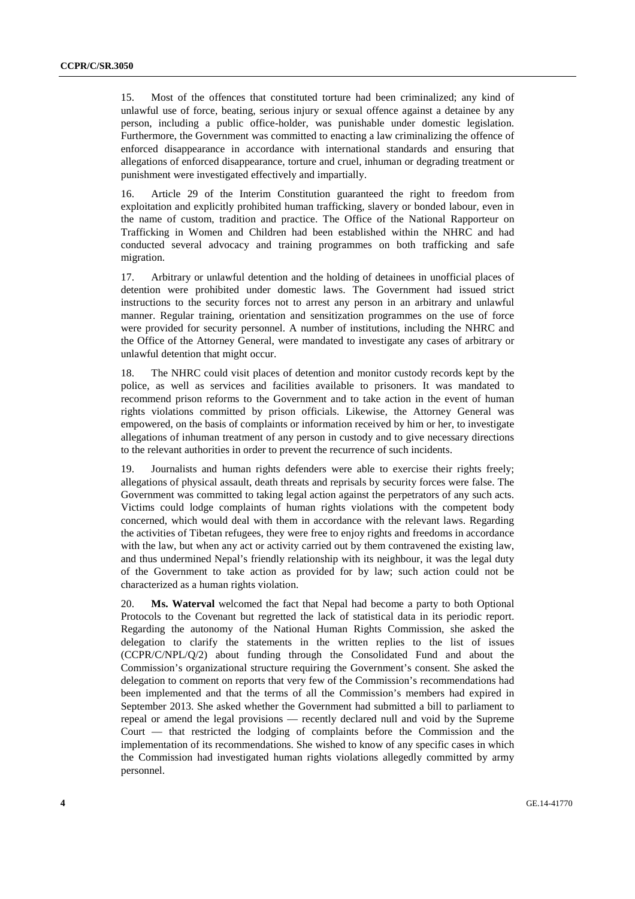15. Most of the offences that constituted torture had been criminalized; any kind of unlawful use of force, beating, serious injury or sexual offence against a detainee by any person, including a public office-holder, was punishable under domestic legislation. Furthermore, the Government was committed to enacting a law criminalizing the offence of enforced disappearance in accordance with international standards and ensuring that allegations of enforced disappearance, torture and cruel, inhuman or degrading treatment or punishment were investigated effectively and impartially.

16. Article 29 of the Interim Constitution guaranteed the right to freedom from exploitation and explicitly prohibited human trafficking, slavery or bonded labour, even in the name of custom, tradition and practice. The Office of the National Rapporteur on Trafficking in Women and Children had been established within the NHRC and had conducted several advocacy and training programmes on both trafficking and safe migration.

17. Arbitrary or unlawful detention and the holding of detainees in unofficial places of detention were prohibited under domestic laws. The Government had issued strict instructions to the security forces not to arrest any person in an arbitrary and unlawful manner. Regular training, orientation and sensitization programmes on the use of force were provided for security personnel. A number of institutions, including the NHRC and the Office of the Attorney General, were mandated to investigate any cases of arbitrary or unlawful detention that might occur.

18. The NHRC could visit places of detention and monitor custody records kept by the police, as well as services and facilities available to prisoners. It was mandated to recommend prison reforms to the Government and to take action in the event of human rights violations committed by prison officials. Likewise, the Attorney General was empowered, on the basis of complaints or information received by him or her, to investigate allegations of inhuman treatment of any person in custody and to give necessary directions to the relevant authorities in order to prevent the recurrence of such incidents.

19. Journalists and human rights defenders were able to exercise their rights freely; allegations of physical assault, death threats and reprisals by security forces were false. The Government was committed to taking legal action against the perpetrators of any such acts. Victims could lodge complaints of human rights violations with the competent body concerned, which would deal with them in accordance with the relevant laws. Regarding the activities of Tibetan refugees, they were free to enjoy rights and freedoms in accordance with the law, but when any act or activity carried out by them contravened the existing law, and thus undermined Nepal's friendly relationship with its neighbour, it was the legal duty of the Government to take action as provided for by law; such action could not be characterized as a human rights violation.

20. **Ms. Waterval** welcomed the fact that Nepal had become a party to both Optional Protocols to the Covenant but regretted the lack of statistical data in its periodic report. Regarding the autonomy of the National Human Rights Commission, she asked the delegation to clarify the statements in the written replies to the list of issues (CCPR/C/NPL/Q/2) about funding through the Consolidated Fund and about the Commission's organizational structure requiring the Government's consent. She asked the delegation to comment on reports that very few of the Commission's recommendations had been implemented and that the terms of all the Commission's members had expired in September 2013. She asked whether the Government had submitted a bill to parliament to repeal or amend the legal provisions — recently declared null and void by the Supreme Court — that restricted the lodging of complaints before the Commission and the implementation of its recommendations. She wished to know of any specific cases in which the Commission had investigated human rights violations allegedly committed by army personnel.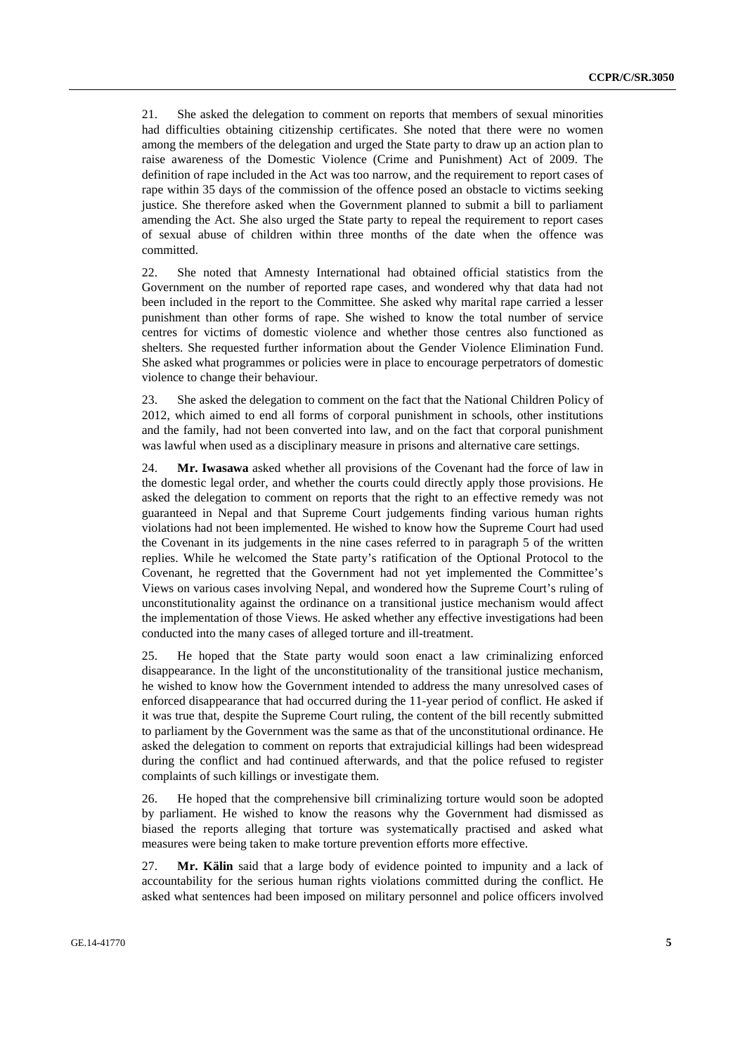21. She asked the delegation to comment on reports that members of sexual minorities had difficulties obtaining citizenship certificates. She noted that there were no women among the members of the delegation and urged the State party to draw up an action plan to raise awareness of the Domestic Violence (Crime and Punishment) Act of 2009. The definition of rape included in the Act was too narrow, and the requirement to report cases of rape within 35 days of the commission of the offence posed an obstacle to victims seeking justice. She therefore asked when the Government planned to submit a bill to parliament amending the Act. She also urged the State party to repeal the requirement to report cases of sexual abuse of children within three months of the date when the offence was committed.

22. She noted that Amnesty International had obtained official statistics from the Government on the number of reported rape cases, and wondered why that data had not been included in the report to the Committee. She asked why marital rape carried a lesser punishment than other forms of rape. She wished to know the total number of service centres for victims of domestic violence and whether those centres also functioned as shelters. She requested further information about the Gender Violence Elimination Fund. She asked what programmes or policies were in place to encourage perpetrators of domestic violence to change their behaviour.

23. She asked the delegation to comment on the fact that the National Children Policy of 2012, which aimed to end all forms of corporal punishment in schools, other institutions and the family, had not been converted into law, and on the fact that corporal punishment was lawful when used as a disciplinary measure in prisons and alternative care settings.

24. **Mr. Iwasawa** asked whether all provisions of the Covenant had the force of law in the domestic legal order, and whether the courts could directly apply those provisions. He asked the delegation to comment on reports that the right to an effective remedy was not guaranteed in Nepal and that Supreme Court judgements finding various human rights violations had not been implemented. He wished to know how the Supreme Court had used the Covenant in its judgements in the nine cases referred to in paragraph 5 of the written replies. While he welcomed the State party's ratification of the Optional Protocol to the Covenant, he regretted that the Government had not yet implemented the Committee's Views on various cases involving Nepal, and wondered how the Supreme Court's ruling of unconstitutionality against the ordinance on a transitional justice mechanism would affect the implementation of those Views. He asked whether any effective investigations had been conducted into the many cases of alleged torture and ill-treatment.

25. He hoped that the State party would soon enact a law criminalizing enforced disappearance. In the light of the unconstitutionality of the transitional justice mechanism, he wished to know how the Government intended to address the many unresolved cases of enforced disappearance that had occurred during the 11-year period of conflict. He asked if it was true that, despite the Supreme Court ruling, the content of the bill recently submitted to parliament by the Government was the same as that of the unconstitutional ordinance. He asked the delegation to comment on reports that extrajudicial killings had been widespread during the conflict and had continued afterwards, and that the police refused to register complaints of such killings or investigate them.

26. He hoped that the comprehensive bill criminalizing torture would soon be adopted by parliament. He wished to know the reasons why the Government had dismissed as biased the reports alleging that torture was systematically practised and asked what measures were being taken to make torture prevention efforts more effective.

27. **Mr. Kälin** said that a large body of evidence pointed to impunity and a lack of accountability for the serious human rights violations committed during the conflict. He asked what sentences had been imposed on military personnel and police officers involved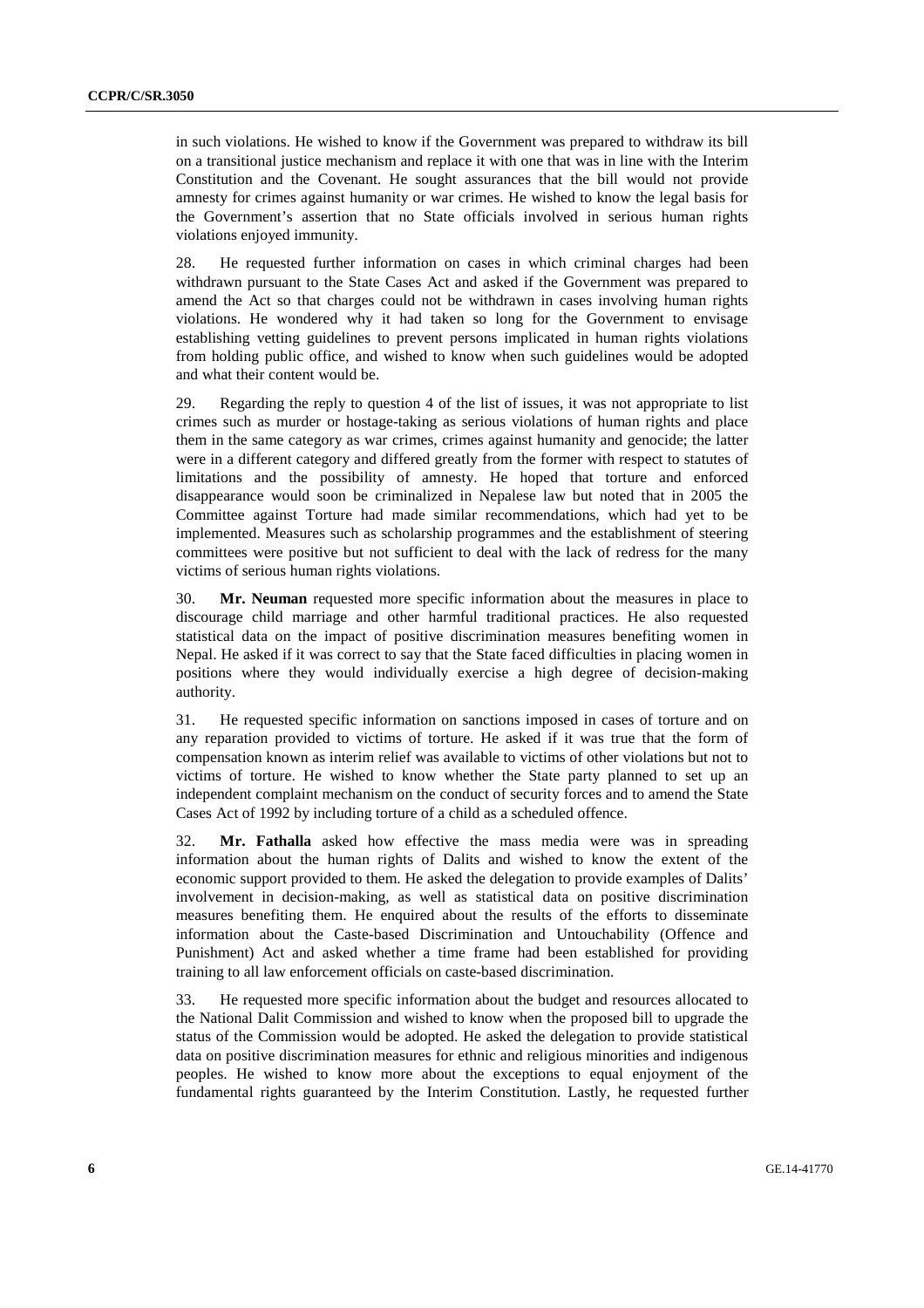in such violations. He wished to know if the Government was prepared to withdraw its bill on a transitional justice mechanism and replace it with one that was in line with the Interim Constitution and the Covenant. He sought assurances that the bill would not provide amnesty for crimes against humanity or war crimes. He wished to know the legal basis for the Government's assertion that no State officials involved in serious human rights violations enjoyed immunity.

28. He requested further information on cases in which criminal charges had been withdrawn pursuant to the State Cases Act and asked if the Government was prepared to amend the Act so that charges could not be withdrawn in cases involving human rights violations. He wondered why it had taken so long for the Government to envisage establishing vetting guidelines to prevent persons implicated in human rights violations from holding public office, and wished to know when such guidelines would be adopted and what their content would be.

29. Regarding the reply to question 4 of the list of issues, it was not appropriate to list crimes such as murder or hostage-taking as serious violations of human rights and place them in the same category as war crimes, crimes against humanity and genocide; the latter were in a different category and differed greatly from the former with respect to statutes of limitations and the possibility of amnesty. He hoped that torture and enforced disappearance would soon be criminalized in Nepalese law but noted that in 2005 the Committee against Torture had made similar recommendations, which had yet to be implemented. Measures such as scholarship programmes and the establishment of steering committees were positive but not sufficient to deal with the lack of redress for the many victims of serious human rights violations.

30. **Mr. Neuman** requested more specific information about the measures in place to discourage child marriage and other harmful traditional practices. He also requested statistical data on the impact of positive discrimination measures benefiting women in Nepal. He asked if it was correct to say that the State faced difficulties in placing women in positions where they would individually exercise a high degree of decision-making authority.

31. He requested specific information on sanctions imposed in cases of torture and on any reparation provided to victims of torture. He asked if it was true that the form of compensation known as interim relief was available to victims of other violations but not to victims of torture. He wished to know whether the State party planned to set up an independent complaint mechanism on the conduct of security forces and to amend the State Cases Act of 1992 by including torture of a child as a scheduled offence.

32. **Mr. Fathalla** asked how effective the mass media were was in spreading information about the human rights of Dalits and wished to know the extent of the economic support provided to them. He asked the delegation to provide examples of Dalits' involvement in decision-making, as well as statistical data on positive discrimination measures benefiting them. He enquired about the results of the efforts to disseminate information about the Caste-based Discrimination and Untouchability (Offence and Punishment) Act and asked whether a time frame had been established for providing training to all law enforcement officials on caste-based discrimination.

33. He requested more specific information about the budget and resources allocated to the National Dalit Commission and wished to know when the proposed bill to upgrade the status of the Commission would be adopted. He asked the delegation to provide statistical data on positive discrimination measures for ethnic and religious minorities and indigenous peoples. He wished to know more about the exceptions to equal enjoyment of the fundamental rights guaranteed by the Interim Constitution. Lastly, he requested further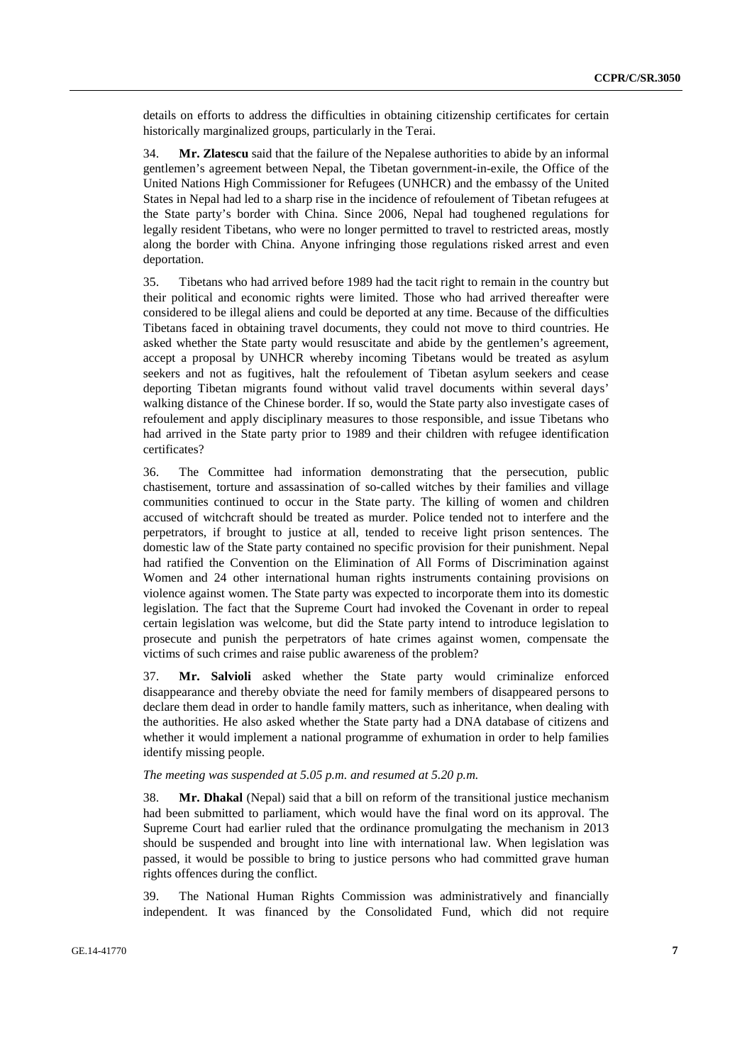details on efforts to address the difficulties in obtaining citizenship certificates for certain historically marginalized groups, particularly in the Terai.

34. **Mr. Zlatescu** said that the failure of the Nepalese authorities to abide by an informal gentlemen's agreement between Nepal, the Tibetan government-in-exile, the Office of the United Nations High Commissioner for Refugees (UNHCR) and the embassy of the United States in Nepal had led to a sharp rise in the incidence of refoulement of Tibetan refugees at the State party's border with China. Since 2006, Nepal had toughened regulations for legally resident Tibetans, who were no longer permitted to travel to restricted areas, mostly along the border with China. Anyone infringing those regulations risked arrest and even deportation.

35. Tibetans who had arrived before 1989 had the tacit right to remain in the country but their political and economic rights were limited. Those who had arrived thereafter were considered to be illegal aliens and could be deported at any time. Because of the difficulties Tibetans faced in obtaining travel documents, they could not move to third countries. He asked whether the State party would resuscitate and abide by the gentlemen's agreement, accept a proposal by UNHCR whereby incoming Tibetans would be treated as asylum seekers and not as fugitives, halt the refoulement of Tibetan asylum seekers and cease deporting Tibetan migrants found without valid travel documents within several days' walking distance of the Chinese border. If so, would the State party also investigate cases of refoulement and apply disciplinary measures to those responsible, and issue Tibetans who had arrived in the State party prior to 1989 and their children with refugee identification certificates?

36. The Committee had information demonstrating that the persecution, public chastisement, torture and assassination of so-called witches by their families and village communities continued to occur in the State party. The killing of women and children accused of witchcraft should be treated as murder. Police tended not to interfere and the perpetrators, if brought to justice at all, tended to receive light prison sentences. The domestic law of the State party contained no specific provision for their punishment. Nepal had ratified the Convention on the Elimination of All Forms of Discrimination against Women and 24 other international human rights instruments containing provisions on violence against women. The State party was expected to incorporate them into its domestic legislation. The fact that the Supreme Court had invoked the Covenant in order to repeal certain legislation was welcome, but did the State party intend to introduce legislation to prosecute and punish the perpetrators of hate crimes against women, compensate the victims of such crimes and raise public awareness of the problem?

37. **Mr. Salvioli** asked whether the State party would criminalize enforced disappearance and thereby obviate the need for family members of disappeared persons to declare them dead in order to handle family matters, such as inheritance, when dealing with the authorities. He also asked whether the State party had a DNA database of citizens and whether it would implement a national programme of exhumation in order to help families identify missing people.

*The meeting was suspended at 5.05 p.m. and resumed at 5.20 p.m.*

38. **Mr. Dhakal** (Nepal) said that a bill on reform of the transitional justice mechanism had been submitted to parliament, which would have the final word on its approval. The Supreme Court had earlier ruled that the ordinance promulgating the mechanism in 2013 should be suspended and brought into line with international law. When legislation was passed, it would be possible to bring to justice persons who had committed grave human rights offences during the conflict.

39. The National Human Rights Commission was administratively and financially independent. It was financed by the Consolidated Fund, which did not require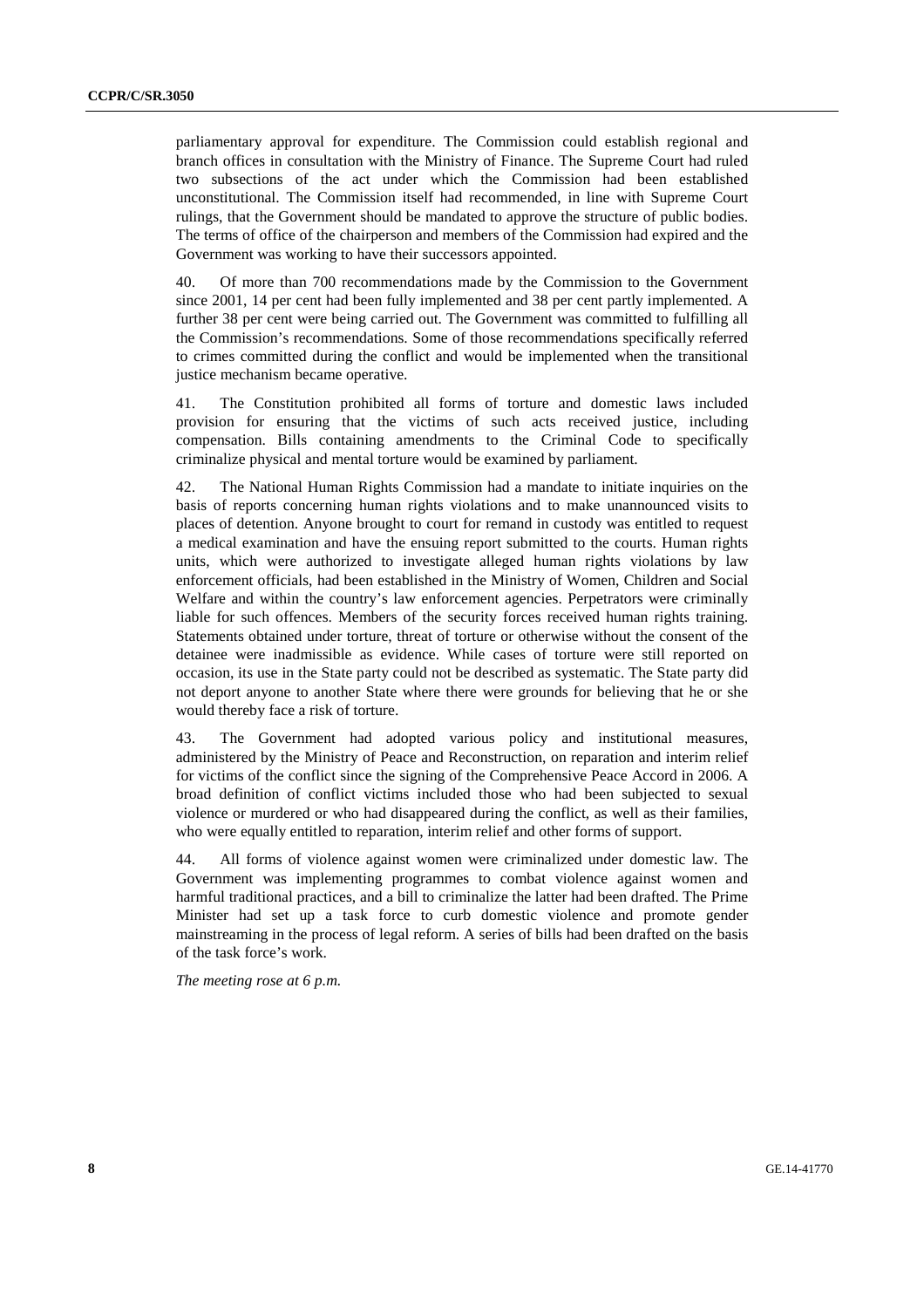parliamentary approval for expenditure. The Commission could establish regional and branch offices in consultation with the Ministry of Finance. The Supreme Court had ruled two subsections of the act under which the Commission had been established unconstitutional. The Commission itself had recommended, in line with Supreme Court rulings, that the Government should be mandated to approve the structure of public bodies. The terms of office of the chairperson and members of the Commission had expired and the Government was working to have their successors appointed.

40. Of more than 700 recommendations made by the Commission to the Government since 2001, 14 per cent had been fully implemented and 38 per cent partly implemented. A further 38 per cent were being carried out. The Government was committed to fulfilling all the Commission's recommendations. Some of those recommendations specifically referred to crimes committed during the conflict and would be implemented when the transitional justice mechanism became operative.

41. The Constitution prohibited all forms of torture and domestic laws included provision for ensuring that the victims of such acts received justice, including compensation. Bills containing amendments to the Criminal Code to specifically criminalize physical and mental torture would be examined by parliament.

42. The National Human Rights Commission had a mandate to initiate inquiries on the basis of reports concerning human rights violations and to make unannounced visits to places of detention. Anyone brought to court for remand in custody was entitled to request a medical examination and have the ensuing report submitted to the courts. Human rights units, which were authorized to investigate alleged human rights violations by law enforcement officials, had been established in the Ministry of Women, Children and Social Welfare and within the country's law enforcement agencies. Perpetrators were criminally liable for such offences. Members of the security forces received human rights training. Statements obtained under torture, threat of torture or otherwise without the consent of the detainee were inadmissible as evidence. While cases of torture were still reported on occasion, its use in the State party could not be described as systematic. The State party did not deport anyone to another State where there were grounds for believing that he or she would thereby face a risk of torture.

43. The Government had adopted various policy and institutional measures, administered by the Ministry of Peace and Reconstruction, on reparation and interim relief for victims of the conflict since the signing of the Comprehensive Peace Accord in 2006. A broad definition of conflict victims included those who had been subjected to sexual violence or murdered or who had disappeared during the conflict, as well as their families, who were equally entitled to reparation, interim relief and other forms of support.

44. All forms of violence against women were criminalized under domestic law. The Government was implementing programmes to combat violence against women and harmful traditional practices, and a bill to criminalize the latter had been drafted. The Prime Minister had set up a task force to curb domestic violence and promote gender mainstreaming in the process of legal reform. A series of bills had been drafted on the basis of the task force's work.

*The meeting rose at 6 p.m.*